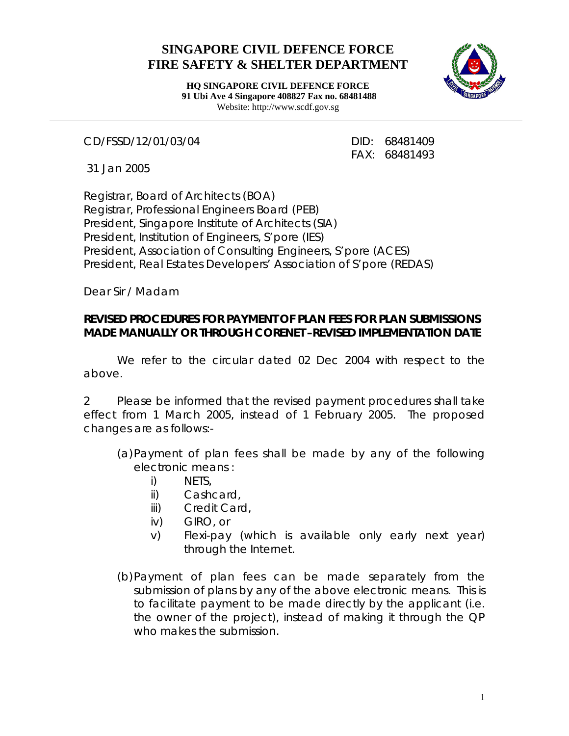# SINGAPORE CIVIL DEFENCE FORCE
# FIRE SAFETY & SHELTER DEPARTMENT

**HQ SINGAPORE CIVIL DEFENCE FORCE**
**91 Ubi Ave 4 Singapore 408827 Fax no. 68481488**
Website: http://www.scdf.gov.sg

CD/FSSD/12/01/03/04

DID: 68481409
FAX: 68481493

31 Jan 2005

Registrar, Board of Architects (BOA)
Registrar, Professional Engineers Board (PEB)
President, Singapore Institute of Architects (SIA)
President, Institution of Engineers, S'pore (IES)
President, Association of Consulting Engineers, S'pore (ACES)
President, Real Estates Developers' Association of S'pore (REDAS)

Dear Sir / Madam

**REVISED PROCEDURES FOR PAYMENT OF PLAN FEES FOR PLAN SUBMISSIONS MADE MANUALLY OR THROUGH CORENET –REVISED IMPLEMENTATION DATE**

We refer to the circular dated 02 Dec 2004 with respect to the above.

2 Please be informed that the revised payment procedures shall take effect from 1 March 2005, instead of 1 February 2005. The proposed changes are as follows:-

(a) Payment of plan fees shall be made by any of the following electronic means :

i) NETS,
ii) Cashcard,
iii) Credit Card,
iv) GIRO, or
v) Flexi-pay (which is available only early next year) through the Internet.

(b) Payment of plan fees can be made separately from the submission of plans by any of the above electronic means. This is to facilitate payment to be made directly by the applicant (i.e. the owner of the project), instead of making it through the QP who makes the submission.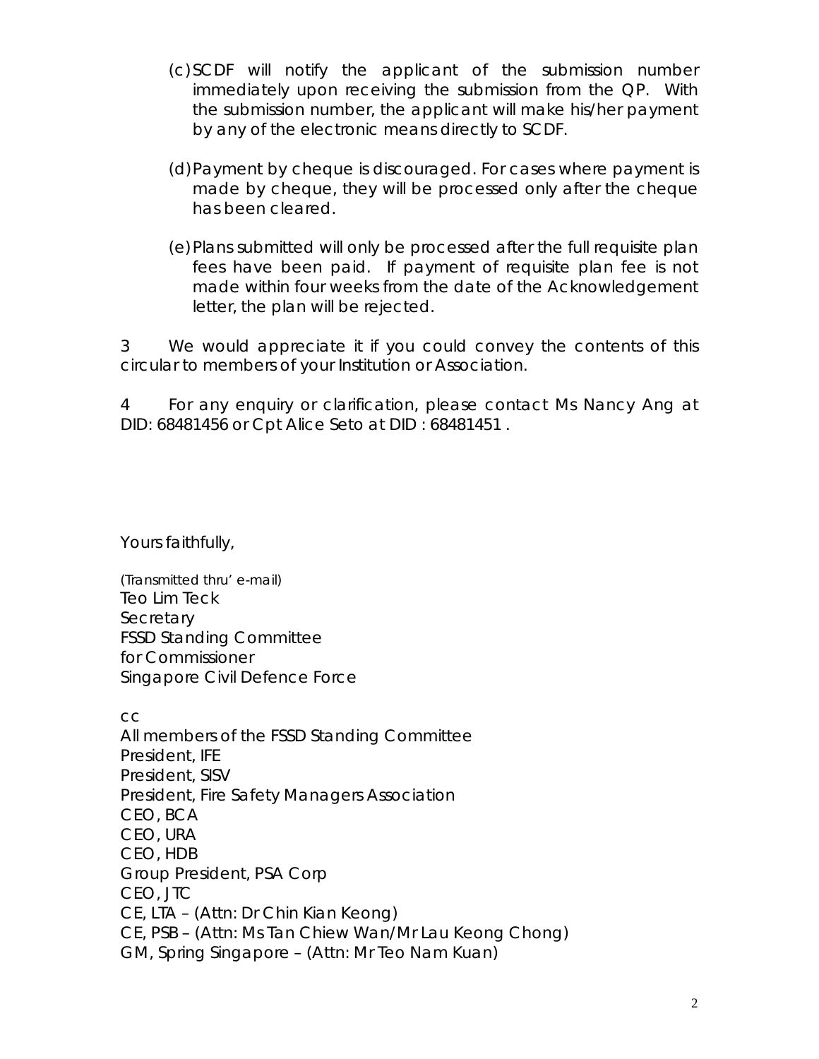(c) SCDF will notify the applicant of the submission number immediately upon receiving the submission from the QP. With the submission number, the applicant will make his/her payment by any of the electronic means directly to SCDF.

(d) Payment by cheque is discouraged. For cases where payment is made by cheque, they will be processed only after the cheque has been cleared.

(e) Plans submitted will only be processed after the full requisite plan fees have been paid. If payment of requisite plan fee is not made within four weeks from the date of the Acknowledgement letter, the plan will be rejected.

3 We would appreciate it if you could convey the contents of this circular to members of your Institution or Association.

4 For any enquiry or clarification, please contact Ms Nancy Ang at DID: 68481456 or Cpt Alice Seto at DID : 68481451 .

Yours faithfully,

(Transmitted thru' e-mail)
Teo Lim Teck
Secretary
FSSD Standing Committee
for Commissioner
Singapore Civil Defence Force

cc
All members of the FSSD Standing Committee
President, IFE
President, SISV
President, Fire Safety Managers Association
CEO, BCA
CEO, URA
CEO, HDB
Group President, PSA Corp
CEO, JTC
CE, LTA – (Attn: Dr Chin Kian Keong)
CE, PSB – (Attn: Ms Tan Chiew Wan/Mr Lau Keong Chong)
GM, Spring Singapore – (Attn: Mr Teo Nam Kuan)